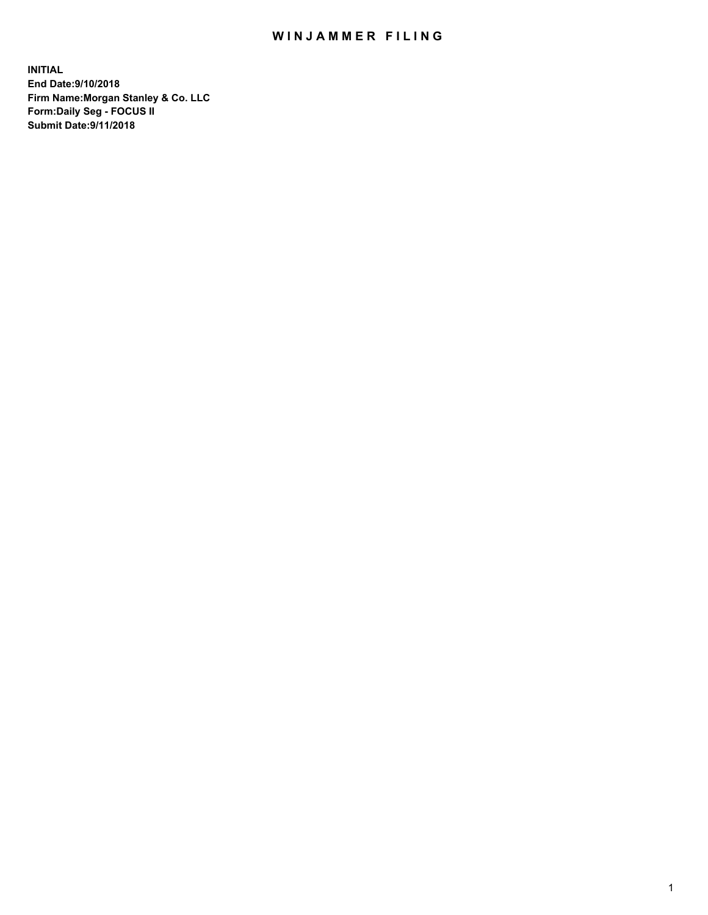# WINJAMMER FILING

**INITIAL**
**End Date:9/10/2018**
**Firm Name:Morgan Stanley & Co. LLC**
**Form:Daily Seg - FOCUS II**
**Submit Date:9/11/2018**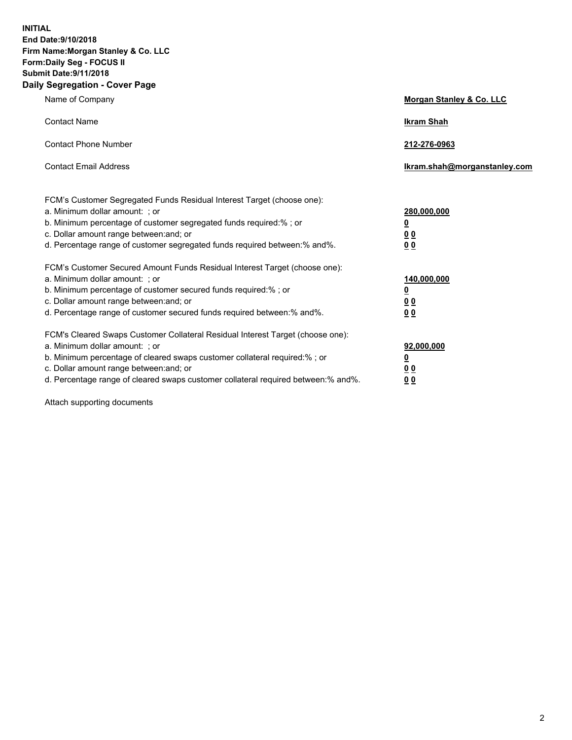**INITIAL**
**End Date:9/10/2018**
**Firm Name:Morgan Stanley & Co. LLC**
**Form:Daily Seg - FOCUS II**
**Submit Date:9/11/2018**
**Daily Segregation - Cover Page**

| | |
|---|---|
| Name of Company | **Morgan Stanley & Co. LLC** |
| Contact Name | **Ikram Shah** |
| Contact Phone Number | **212-276-0963** |
| Contact Email Address | **Ikram.shah@morganstanley.com** |

FCM's Customer Segregated Funds Residual Interest Target (choose one):

| | |
|---|---|
| a. Minimum dollar amount: ; or | **280,000,000** |
| b. Minimum percentage of customer segregated funds required:% ; or | **0** |
| c. Dollar amount range between:and; or | **0 0** |
| d. Percentage range of customer segregated funds required between:% and%. | **0 0** |

FCM's Customer Secured Amount Funds Residual Interest Target (choose one):

| | |
|---|---|
| a. Minimum dollar amount: ; or | **140,000,000** |
| b. Minimum percentage of customer secured funds required:% ; or | **0** |
| c. Dollar amount range between:and; or | **0 0** |
| d. Percentage range of customer secured funds required between:% and%. | **0 0** |

FCM's Cleared Swaps Customer Collateral Residual Interest Target (choose one):

| | |
|---|---|
| a. Minimum dollar amount: ; or | **92,000,000** |
| b. Minimum percentage of cleared swaps customer collateral required:% ; or | **0** |
| c. Dollar amount range between:and; or | **0 0** |
| d. Percentage range of cleared swaps customer collateral required between:% and%. | **0 0** |

Attach supporting documents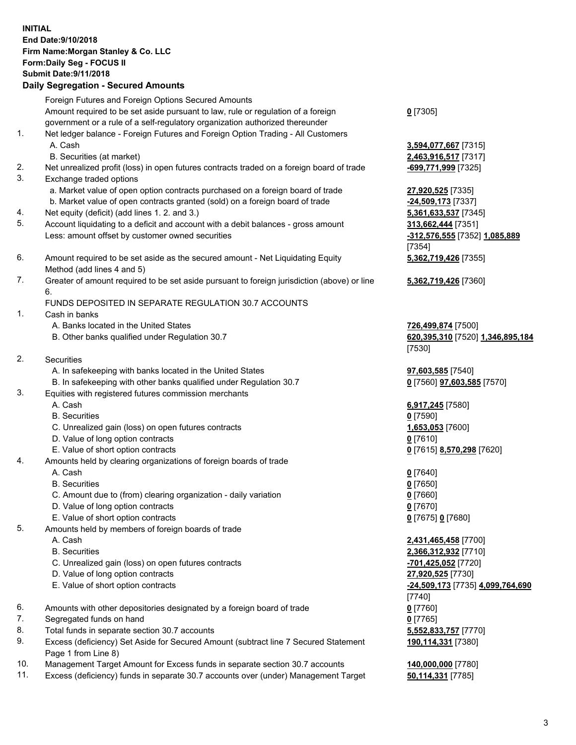**INITIAL**
**End Date:9/10/2018**
**Firm Name:Morgan Stanley & Co. LLC**
**Form:Daily Seg - FOCUS II**
**Submit Date:9/11/2018**

## Daily Segregation - Secured Amounts

| | | |
|---|---|---|
| | Foreign Futures and Foreign Options Secured Amounts | |
| | Amount required to be set aside pursuant to law, rule or regulation of a foreign government or a rule of a self-regulatory organization authorized thereunder | **0** [7305] |
| 1. | Net ledger balance - Foreign Futures and Foreign Option Trading - All Customers | |
| | A. Cash | **3,594,077,667** [7315] |
| | B. Securities (at market) | **2,463,916,517** [7317] |
| 2. | Net unrealized profit (loss) in open futures contracts traded on a foreign board of trade | **-699,771,999** [7325] |
| 3. | Exchange traded options | |
| | a. Market value of open option contracts purchased on a foreign board of trade | **27,920,525** [7335] |
| | b. Market value of open contracts granted (sold) on a foreign board of trade | **-24,509,173** [7337] |
| 4. | Net equity (deficit) (add lines 1. 2. and 3.) | **5,361,633,537** [7345] |
| 5. | Account liquidating to a deficit and account with a debit balances - gross amount | **313,662,444** [7351] |
| | Less: amount offset by customer owned securities | **-312,576,555** [7352] **1,085,889** [7354] |
| 6. | Amount required to be set aside as the secured amount - Net Liquidating Equity Method (add lines 4 and 5) | **5,362,719,426** [7355] |
| 7. | Greater of amount required to be set aside pursuant to foreign jurisdiction (above) or line 6. | **5,362,719,426** [7360] |
| | FUNDS DEPOSITED IN SEPARATE REGULATION 30.7 ACCOUNTS | |
| 1. | Cash in banks | |
| | A. Banks located in the United States | **726,499,874** [7500] |
| | B. Other banks qualified under Regulation 30.7 | **620,395,310** [7520] **1,346,895,184** [7530] |
| 2. | Securities | |
| | A. In safekeeping with banks located in the United States | **97,603,585** [7540] |
| | B. In safekeeping with other banks qualified under Regulation 30.7 | **0** [7560] **97,603,585** [7570] |
| 3. | Equities with registered futures commission merchants | |
| | A. Cash | **6,917,245** [7580] |
| | B. Securities | **0** [7590] |
| | C. Unrealized gain (loss) on open futures contracts | **1,653,053** [7600] |
| | D. Value of long option contracts | **0** [7610] |
| | E. Value of short option contracts | **0** [7615] **8,570,298** [7620] |
| 4. | Amounts held by clearing organizations of foreign boards of trade | |
| | A. Cash | **0** [7640] |
| | B. Securities | **0** [7650] |
| | C. Amount due to (from) clearing organization - daily variation | **0** [7660] |
| | D. Value of long option contracts | **0** [7670] |
| | E. Value of short option contracts | **0** [7675] **0** [7680] |
| 5. | Amounts held by members of foreign boards of trade | |
| | A. Cash | **2,431,465,458** [7700] |
| | B. Securities | **2,366,312,932** [7710] |
| | C. Unrealized gain (loss) on open futures contracts | **-701,425,052** [7720] |
| | D. Value of long option contracts | **27,920,525** [7730] |
| | E. Value of short option contracts | **-24,509,173** [7735] **4,099,764,690** [7740] |
| 6. | Amounts with other depositories designated by a foreign board of trade | **0** [7760] |
| 7. | Segregated funds on hand | **0** [7765] |
| 8. | Total funds in separate section 30.7 accounts | **5,552,833,757** [7770] |
| 9. | Excess (deficiency) Set Aside for Secured Amount (subtract line 7 Secured Statement Page 1 from Line 8) | **190,114,331** [7380] |
| 10. | Management Target Amount for Excess funds in separate section 30.7 accounts | **140,000,000** [7780] |
| 11. | Excess (deficiency) funds in separate 30.7 accounts over (under) Management Target | **50,114,331** [7785] |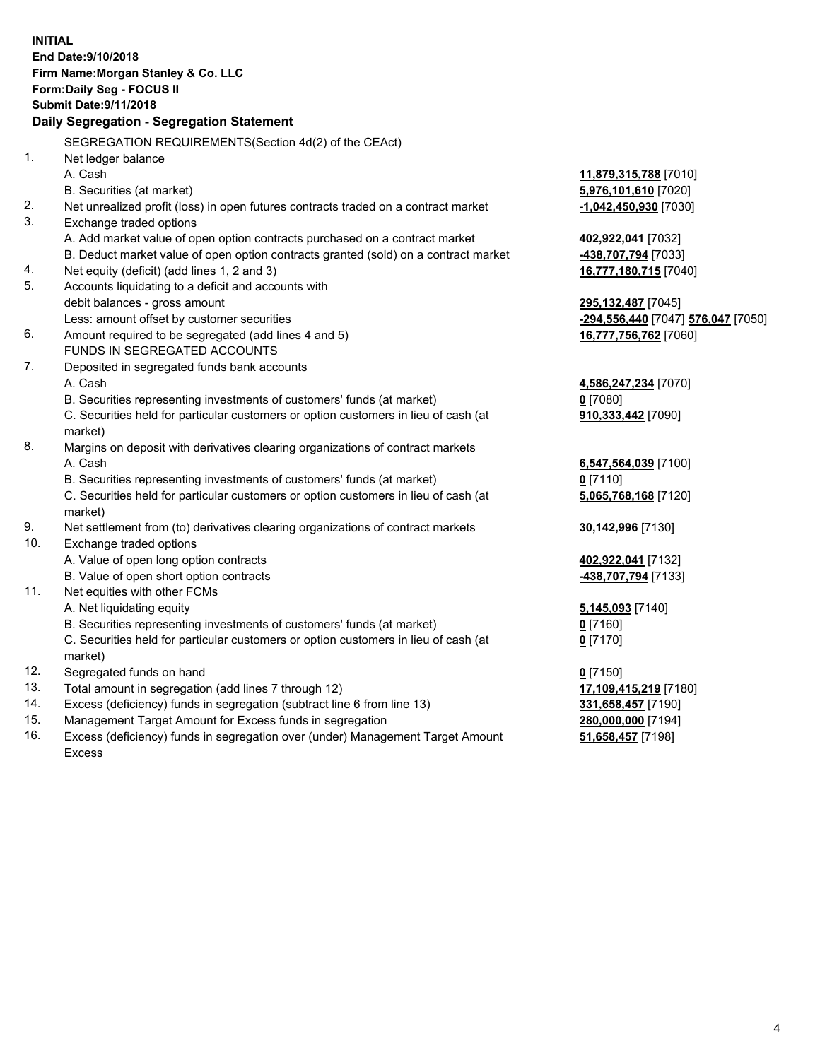**INITIAL**
**End Date:9/10/2018**
**Firm Name:Morgan Stanley & Co. LLC**
**Form:Daily Seg - FOCUS II**
**Submit Date:9/11/2018**

## Daily Segregation - Segregation Statement

SEGREGATION REQUIREMENTS(Section 4d(2) of the CEAct)

| | | |
|---|---|---|
| 1. | Net ledger balance | |
| | A. Cash | **11,879,315,788** [7010] |
| | B. Securities (at market) | **5,976,101,610** [7020] |
| 2. | Net unrealized profit (loss) in open futures contracts traded on a contract market | **-1,042,450,930** [7030] |
| 3. | Exchange traded options | |
| | A. Add market value of open option contracts purchased on a contract market | **402,922,041** [7032] |
| | B. Deduct market value of open option contracts granted (sold) on a contract market | **-438,707,794** [7033] |
| 4. | Net equity (deficit) (add lines 1, 2 and 3) | **16,777,180,715** [7040] |
| 5. | Accounts liquidating to a deficit and accounts with debit balances - gross amount | **295,132,487** [7045] |
| | Less: amount offset by customer securities | **-294,556,440** [7047] **576,047** [7050] |
| 6. | Amount required to be segregated (add lines 4 and 5) | **16,777,756,762** [7060] |
| | FUNDS IN SEGREGATED ACCOUNTS | |
| 7. | Deposited in segregated funds bank accounts | |
| | A. Cash | **4,586,247,234** [7070] |
| | B. Securities representing investments of customers' funds (at market) | **0** [7080] |
| | C. Securities held for particular customers or option customers in lieu of cash (at market) | **910,333,442** [7090] |
| 8. | Margins on deposit with derivatives clearing organizations of contract markets | |
| | A. Cash | **6,547,564,039** [7100] |
| | B. Securities representing investments of customers' funds (at market) | **0** [7110] |
| | C. Securities held for particular customers or option customers in lieu of cash (at market) | **5,065,768,168** [7120] |
| 9. | Net settlement from (to) derivatives clearing organizations of contract markets | **30,142,996** [7130] |
| 10. | Exchange traded options | |
| | A. Value of open long option contracts | **402,922,041** [7132] |
| | B. Value of open short option contracts | **-438,707,794** [7133] |
| 11. | Net equities with other FCMs | |
| | A. Net liquidating equity | **5,145,093** [7140] |
| | B. Securities representing investments of customers' funds (at market) | **0** [7160] |
| | C. Securities held for particular customers or option customers in lieu of cash (at market) | **0** [7170] |
| 12. | Segregated funds on hand | **0** [7150] |
| 13. | Total amount in segregation (add lines 7 through 12) | **17,109,415,219** [7180] |
| 14. | Excess (deficiency) funds in segregation (subtract line 6 from line 13) | **331,658,457** [7190] |
| 15. | Management Target Amount for Excess funds in segregation | **280,000,000** [7194] |
| 16. | Excess (deficiency) funds in segregation over (under) Management Target Amount Excess | **51,658,457** [7198] |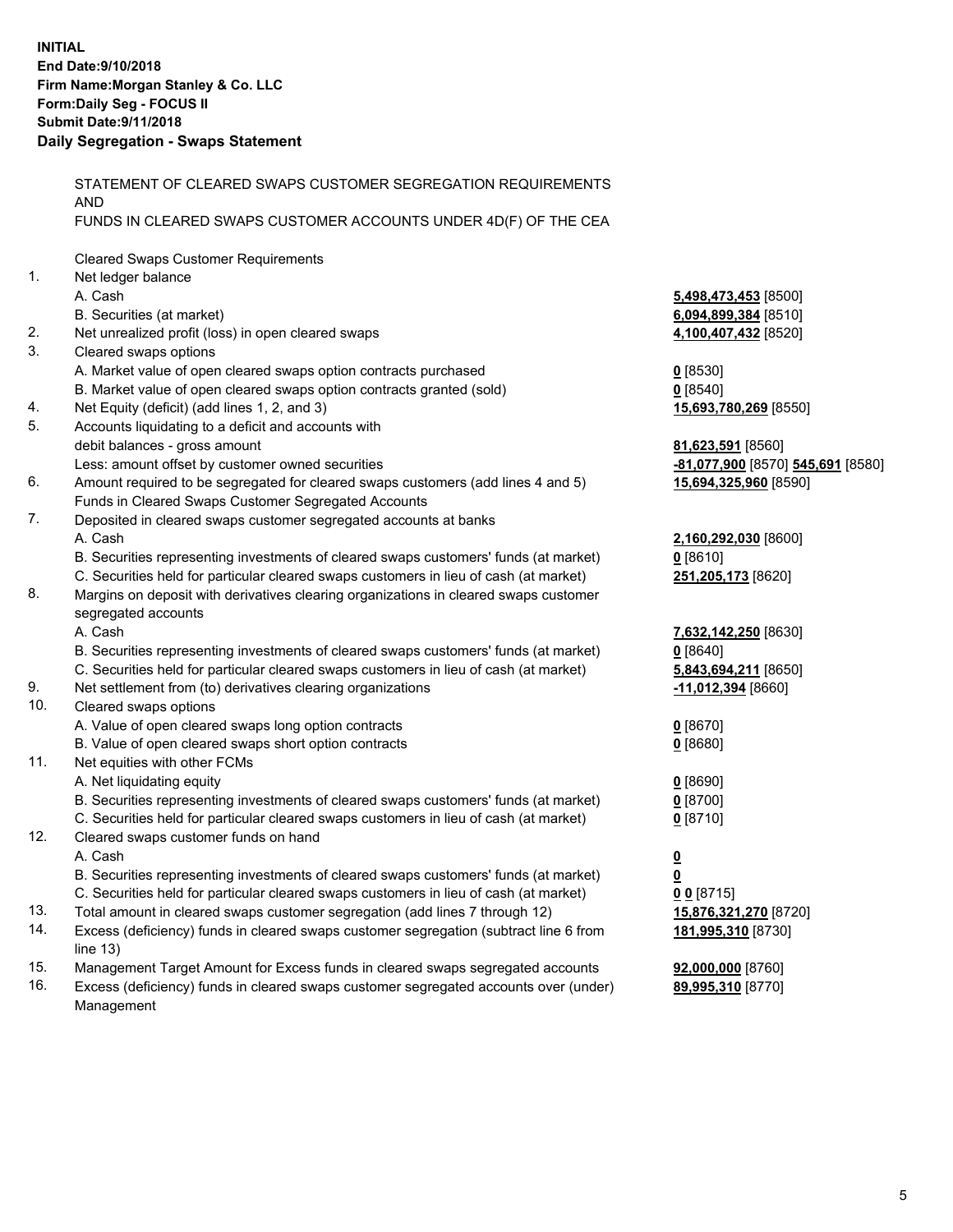**INITIAL**
**End Date:9/10/2018**
**Firm Name:Morgan Stanley & Co. LLC**
**Form:Daily Seg - FOCUS II**
**Submit Date:9/11/2018**
**Daily Segregation - Swaps Statement**

STATEMENT OF CLEARED SWAPS CUSTOMER SEGREGATION REQUIREMENTS AND FUNDS IN CLEARED SWAPS CUSTOMER ACCOUNTS UNDER 4D(F) OF THE CEA

| | | |
|---|---|---|
| | Cleared Swaps Customer Requirements | |
| 1. | Net ledger balance | |
| | A. Cash | **5,498,473,453** [8500] |
| | B. Securities (at market) | **6,094,899,384** [8510] |
| 2. | Net unrealized profit (loss) in open cleared swaps | **4,100,407,432** [8520] |
| 3. | Cleared swaps options | |
| | A. Market value of open cleared swaps option contracts purchased | **0** [8530] |
| | B. Market value of open cleared swaps option contracts granted (sold) | **0** [8540] |
| 4. | Net Equity (deficit) (add lines 1, 2, and 3) | **15,693,780,269** [8550] |
| 5. | Accounts liquidating to a deficit and accounts with debit balances - gross amount | **81,623,591** [8560] |
| | Less: amount offset by customer owned securities | **-81,077,900** [8570] **545,691** [8580] |
| 6. | Amount required to be segregated for cleared swaps customers (add lines 4 and 5) | **15,694,325,960** [8590] |
| | Funds in Cleared Swaps Customer Segregated Accounts | |
| 7. | Deposited in cleared swaps customer segregated accounts at banks | |
| | A. Cash | **2,160,292,030** [8600] |
| | B. Securities representing investments of cleared swaps customers' funds (at market) | **0** [8610] |
| | C. Securities held for particular cleared swaps customers in lieu of cash (at market) | **251,205,173** [8620] |
| 8. | Margins on deposit with derivatives clearing organizations in cleared swaps customer segregated accounts | |
| | A. Cash | **7,632,142,250** [8630] |
| | B. Securities representing investments of cleared swaps customers' funds (at market) | **0** [8640] |
| | C. Securities held for particular cleared swaps customers in lieu of cash (at market) | **5,843,694,211** [8650] |
| 9. | Net settlement from (to) derivatives clearing organizations | **-11,012,394** [8660] |
| 10. | Cleared swaps options | |
| | A. Value of open cleared swaps long option contracts | **0** [8670] |
| | B. Value of open cleared swaps short option contracts | **0** [8680] |
| 11. | Net equities with other FCMs | |
| | A. Net liquidating equity | **0** [8690] |
| | B. Securities representing investments of cleared swaps customers' funds (at market) | **0** [8700] |
| | C. Securities held for particular cleared swaps customers in lieu of cash (at market) | **0** [8710] |
| 12. | Cleared swaps customer funds on hand | |
| | A. Cash | **0** |
| | B. Securities representing investments of cleared swaps customers' funds (at market) | **0** |
| | C. Securities held for particular cleared swaps customers in lieu of cash (at market) | **0** **0** [8715] |
| 13. | Total amount in cleared swaps customer segregation (add lines 7 through 12) | **15,876,321,270** [8720] |
| 14. | Excess (deficiency) funds in cleared swaps customer segregation (subtract line 6 from line 13) | **181,995,310** [8730] |
| 15. | Management Target Amount for Excess funds in cleared swaps segregated accounts | **92,000,000** [8760] |
| 16. | Excess (deficiency) funds in cleared swaps customer segregated accounts over (under) Management | **89,995,310** [8770] |